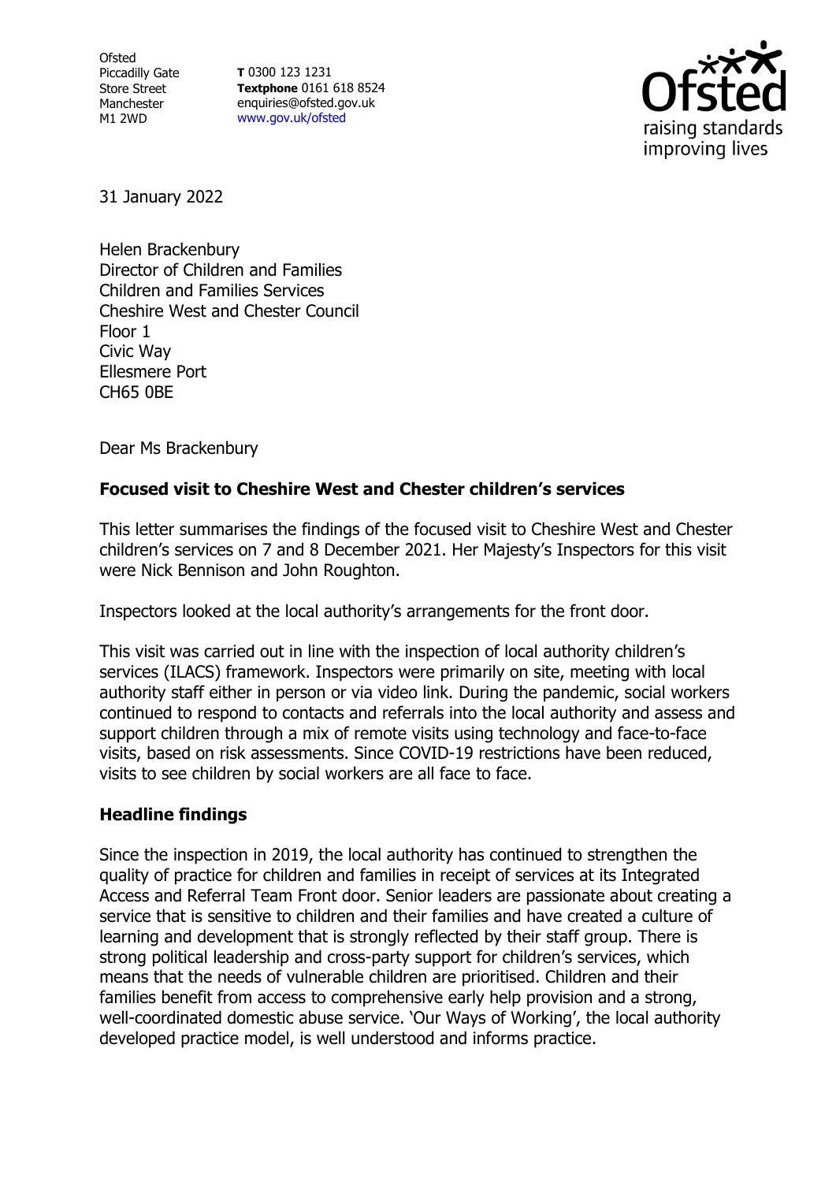Ofsted
Piccadilly Gate
Store Street
Manchester
M1 2WD

**T** 0300 123 1231
**Textphone** 0161 618 8524
enquiries@ofsted.gov.uk
www.gov.uk/ofsted

31 January 2022

Helen Brackenbury
Director of Children and Families
Children and Families Services
Cheshire West and Chester Council
Floor 1
Civic Way
Ellesmere Port
CH65 0BE

Dear Ms Brackenbury

**Focused visit to Cheshire West and Chester children's services**

This letter summarises the findings of the focused visit to Cheshire West and Chester children's services on 7 and 8 December 2021. Her Majesty's Inspectors for this visit were Nick Bennison and John Roughton.

Inspectors looked at the local authority's arrangements for the front door.

This visit was carried out in line with the inspection of local authority children's services (ILACS) framework. Inspectors were primarily on site, meeting with local authority staff either in person or via video link. During the pandemic, social workers continued to respond to contacts and referrals into the local authority and assess and support children through a mix of remote visits using technology and face-to-face visits, based on risk assessments. Since COVID-19 restrictions have been reduced, visits to see children by social workers are all face to face.

## Headline findings

Since the inspection in 2019, the local authority has continued to strengthen the quality of practice for children and families in receipt of services at its Integrated Access and Referral Team Front door. Senior leaders are passionate about creating a service that is sensitive to children and their families and have created a culture of learning and development that is strongly reflected by their staff group. There is strong political leadership and cross-party support for children's services, which means that the needs of vulnerable children are prioritised. Children and their families benefit from access to comprehensive early help provision and a strong, well-coordinated domestic abuse service. 'Our Ways of Working', the local authority developed practice model, is well understood and informs practice.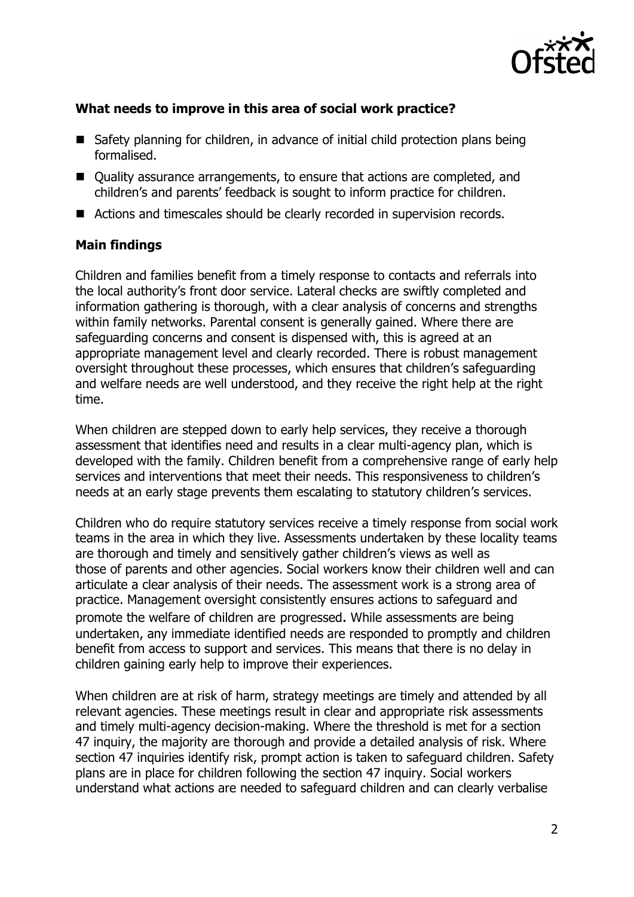### What needs to improve in this area of social work practice?

- Safety planning for children, in advance of initial child protection plans being formalised.
- Quality assurance arrangements, to ensure that actions are completed, and children's and parents' feedback is sought to inform practice for children.
- Actions and timescales should be clearly recorded in supervision records.

### Main findings

Children and families benefit from a timely response to contacts and referrals into the local authority's front door service. Lateral checks are swiftly completed and information gathering is thorough, with a clear analysis of concerns and strengths within family networks. Parental consent is generally gained. Where there are safeguarding concerns and consent is dispensed with, this is agreed at an appropriate management level and clearly recorded. There is robust management oversight throughout these processes, which ensures that children's safeguarding and welfare needs are well understood, and they receive the right help at the right time.

When children are stepped down to early help services, they receive a thorough assessment that identifies need and results in a clear multi-agency plan, which is developed with the family. Children benefit from a comprehensive range of early help services and interventions that meet their needs. This responsiveness to children's needs at an early stage prevents them escalating to statutory children's services.

Children who do require statutory services receive a timely response from social work teams in the area in which they live. Assessments undertaken by these locality teams are thorough and timely and sensitively gather children's views as well as those of parents and other agencies. Social workers know their children well and can articulate a clear analysis of their needs. The assessment work is a strong area of practice. Management oversight consistently ensures actions to safeguard and promote the welfare of children are progressed. While assessments are being undertaken, any immediate identified needs are responded to promptly and children benefit from access to support and services. This means that there is no delay in children gaining early help to improve their experiences.

When children are at risk of harm, strategy meetings are timely and attended by all relevant agencies. These meetings result in clear and appropriate risk assessments and timely multi-agency decision-making. Where the threshold is met for a section 47 inquiry, the majority are thorough and provide a detailed analysis of risk. Where section 47 inquiries identify risk, prompt action is taken to safeguard children. Safety plans are in place for children following the section 47 inquiry. Social workers understand what actions are needed to safeguard children and can clearly verbalise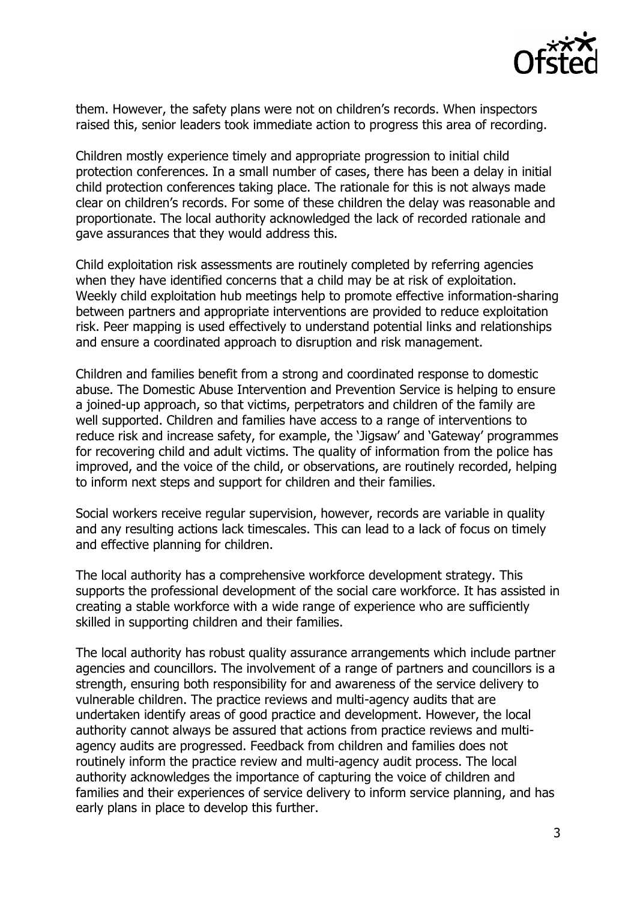them. However, the safety plans were not on children's records. When inspectors raised this, senior leaders took immediate action to progress this area of recording.

Children mostly experience timely and appropriate progression to initial child protection conferences. In a small number of cases, there has been a delay in initial child protection conferences taking place. The rationale for this is not always made clear on children's records. For some of these children the delay was reasonable and proportionate. The local authority acknowledged the lack of recorded rationale and gave assurances that they would address this.

Child exploitation risk assessments are routinely completed by referring agencies when they have identified concerns that a child may be at risk of exploitation. Weekly child exploitation hub meetings help to promote effective information-sharing between partners and appropriate interventions are provided to reduce exploitation risk. Peer mapping is used effectively to understand potential links and relationships and ensure a coordinated approach to disruption and risk management.

Children and families benefit from a strong and coordinated response to domestic abuse. The Domestic Abuse Intervention and Prevention Service is helping to ensure a joined-up approach, so that victims, perpetrators and children of the family are well supported. Children and families have access to a range of interventions to reduce risk and increase safety, for example, the 'Jigsaw' and 'Gateway' programmes for recovering child and adult victims. The quality of information from the police has improved, and the voice of the child, or observations, are routinely recorded, helping to inform next steps and support for children and their families.

Social workers receive regular supervision, however, records are variable in quality and any resulting actions lack timescales. This can lead to a lack of focus on timely and effective planning for children.

The local authority has a comprehensive workforce development strategy. This supports the professional development of the social care workforce. It has assisted in creating a stable workforce with a wide range of experience who are sufficiently skilled in supporting children and their families.

The local authority has robust quality assurance arrangements which include partner agencies and councillors. The involvement of a range of partners and councillors is a strength, ensuring both responsibility for and awareness of the service delivery to vulnerable children. The practice reviews and multi-agency audits that are undertaken identify areas of good practice and development. However, the local authority cannot always be assured that actions from practice reviews and multi-agency audits are progressed. Feedback from children and families does not routinely inform the practice review and multi-agency audit process. The local authority acknowledges the importance of capturing the voice of children and families and their experiences of service delivery to inform service planning, and has early plans in place to develop this further.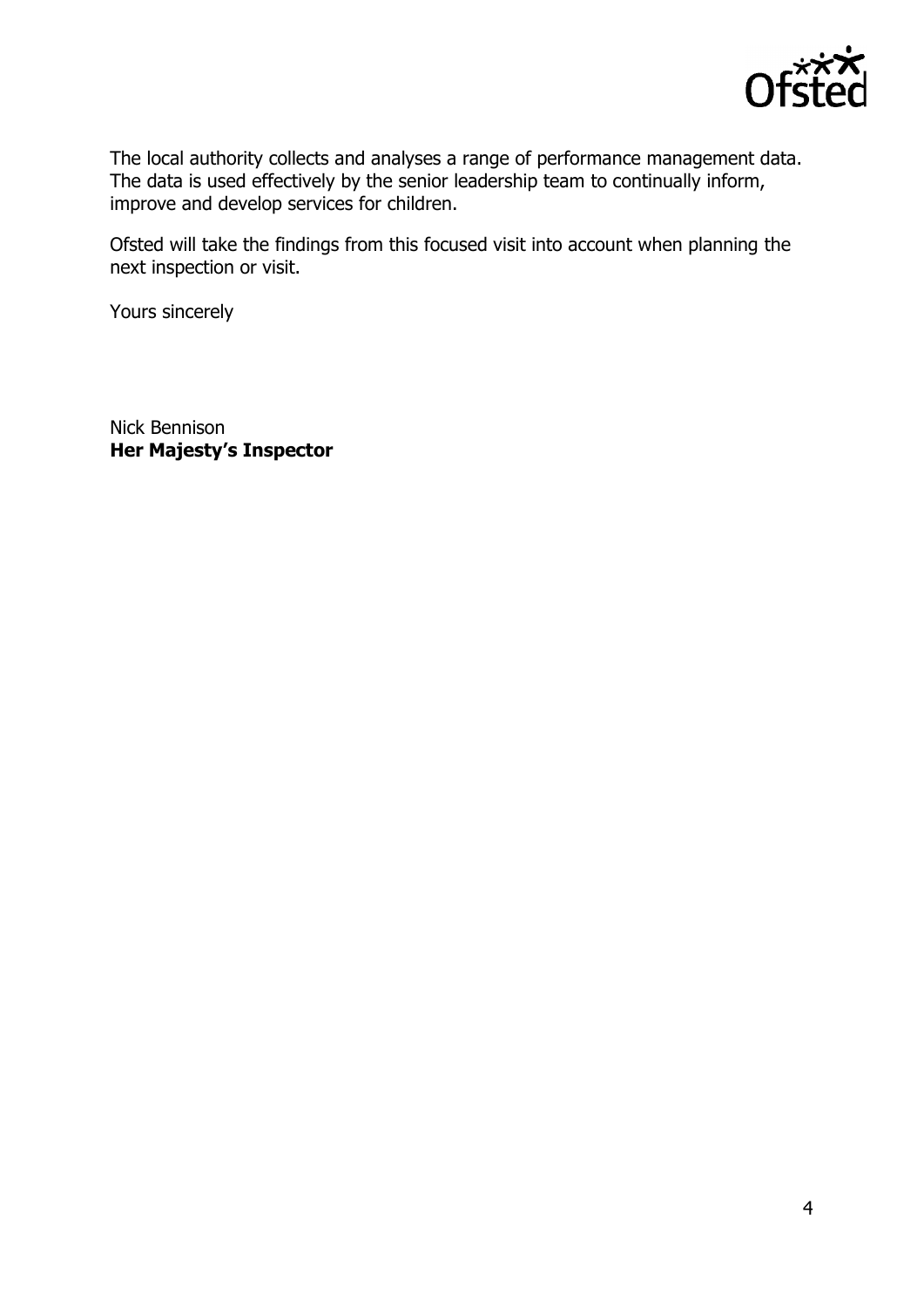The local authority collects and analyses a range of performance management data. The data is used effectively by the senior leadership team to continually inform, improve and develop services for children.

Ofsted will take the findings from this focused visit into account when planning the next inspection or visit.

Yours sincerely

Nick Bennison
**Her Majesty's Inspector**